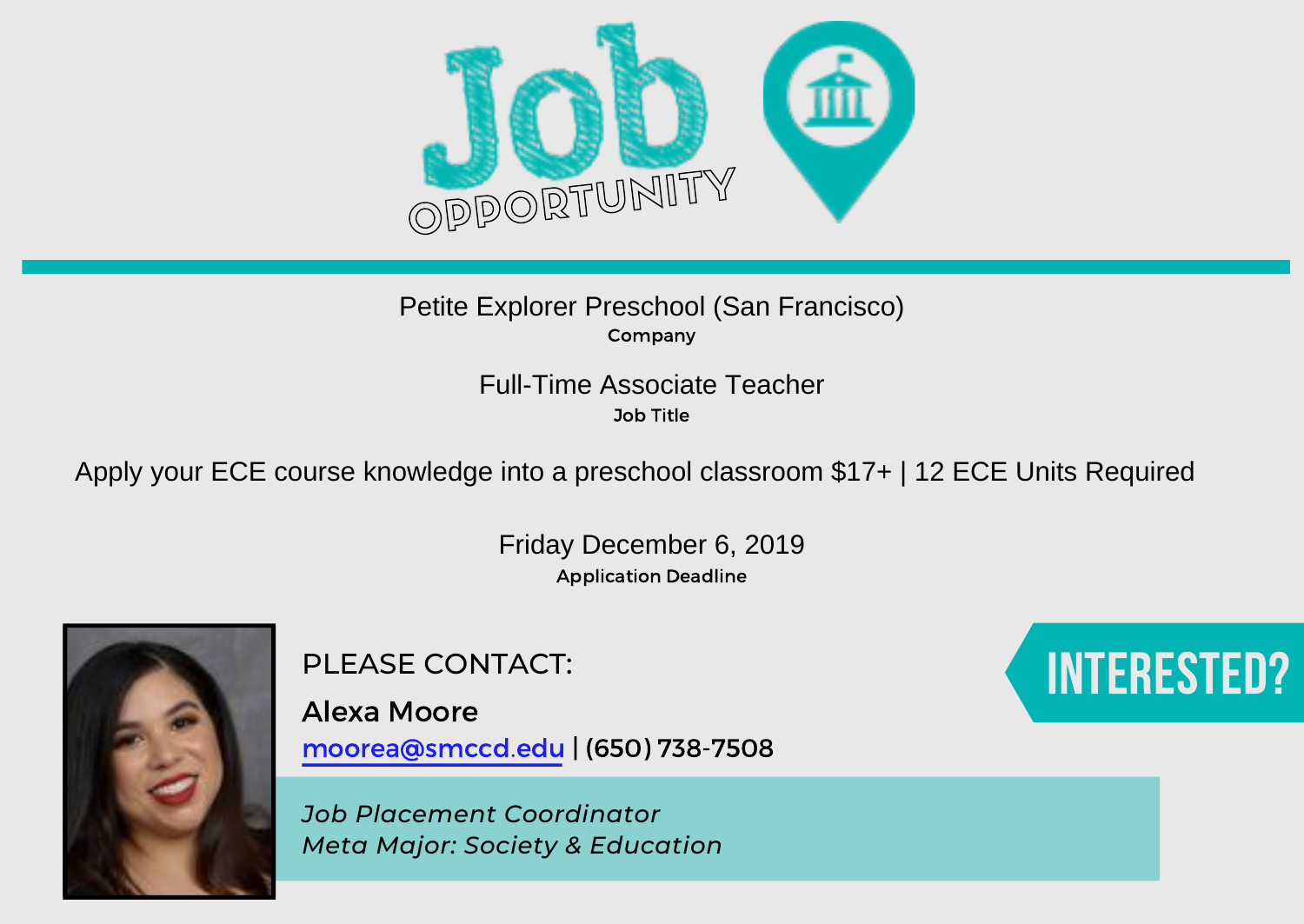# Job OPPORTUNITY

Petite Explorer Preschool (San Francisco)
**Company**

Full-Time Associate Teacher
**Job Title**

Apply your ECE course knowledge into a preschool classroom $17+ | 12 ECE Units Required

Friday December 6, 2019
**Application Deadline**

PLEASE CONTACT:

**Alexa Moore**

moorea@smccd.edu | (650) 738-7508

*Job Placement Coordinator*
*Meta Major: Society & Education*

INTERESTED?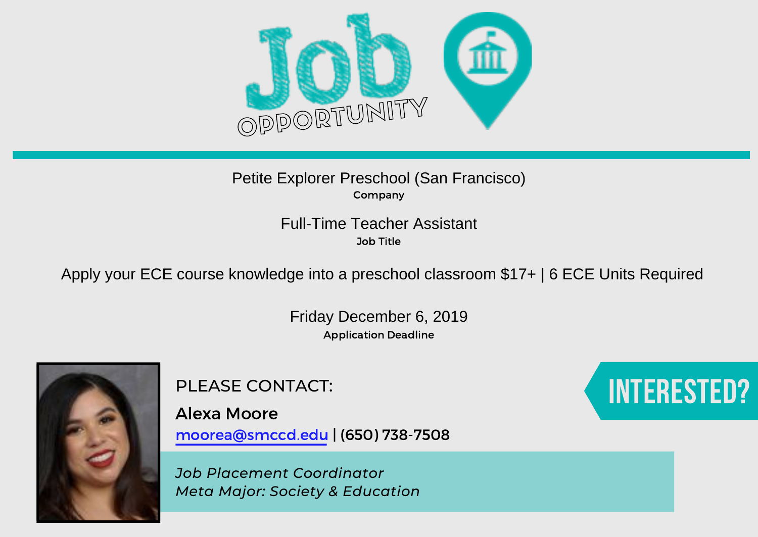# Job OPPORTUNITY

Petite Explorer Preschool (San Francisco)

**Company**

Full-Time Teacher Assistant

**Job Title**

Apply your ECE course knowledge into a preschool classroom $17+ | 6 ECE Units Required

Friday December 6, 2019

**Application Deadline**

PLEASE CONTACT:

**Alexa Moore**

moorea@smccd.edu | (650) 738-7508

*Job Placement Coordinator*
*Meta Major: Society & Education*

**INTERESTED?**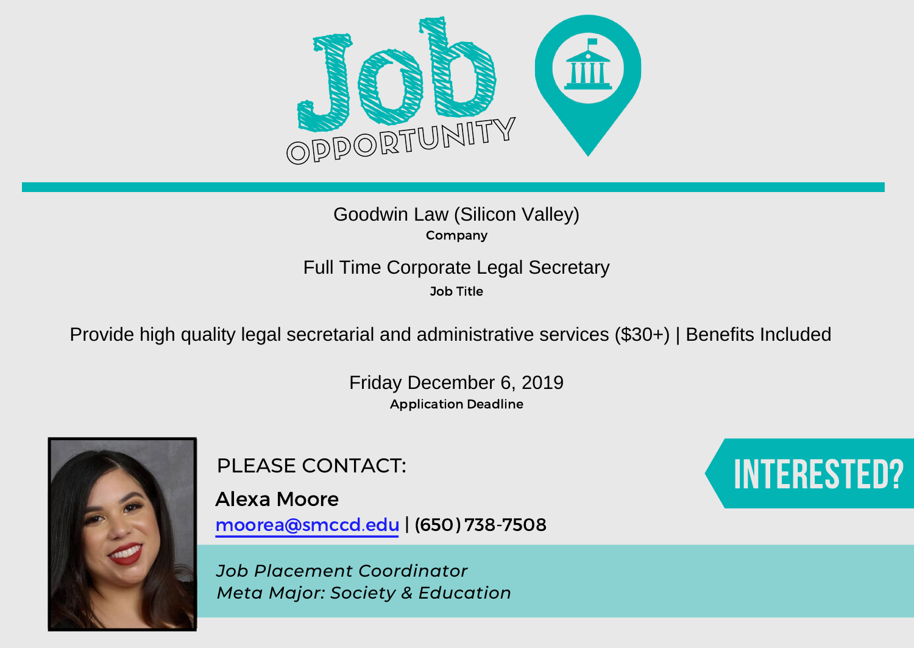# Job OPPORTUNITY

Goodwin Law (Silicon Valley)
**Company**

Full Time Corporate Legal Secretary
**Job Title**

Provide high quality legal secretarial and administrative services ($30+) | Benefits Included

Friday December 6, 2019
**Application Deadline**

**INTERESTED?**

PLEASE CONTACT:

**Alexa Moore**

moorea@smccd.edu | (650) 738-7508

*Job Placement Coordinator*
*Meta Major: Society & Education*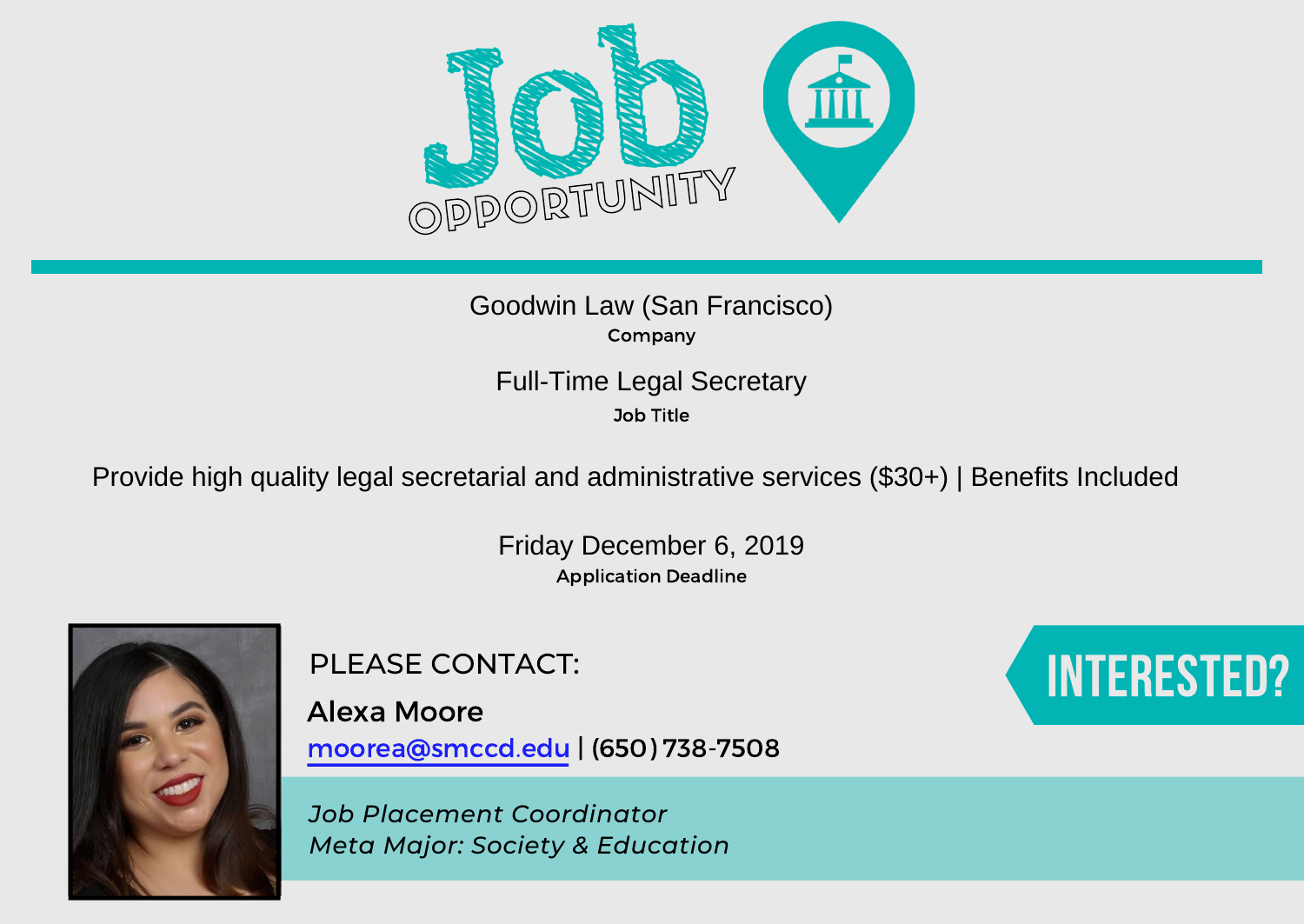# Job OPPORTUNITY

Goodwin Law (San Francisco)

**Company**

Full-Time Legal Secretary

**Job Title**

Provide high quality legal secretarial and administrative services ($30+) | Benefits Included

Friday December 6, 2019

**Application Deadline**

PLEASE CONTACT:

**Alexa Moore**

moorea@smccd.edu | (650) 738-7508

*Job Placement Coordinator*
*Meta Major: Society & Education*

INTERESTED?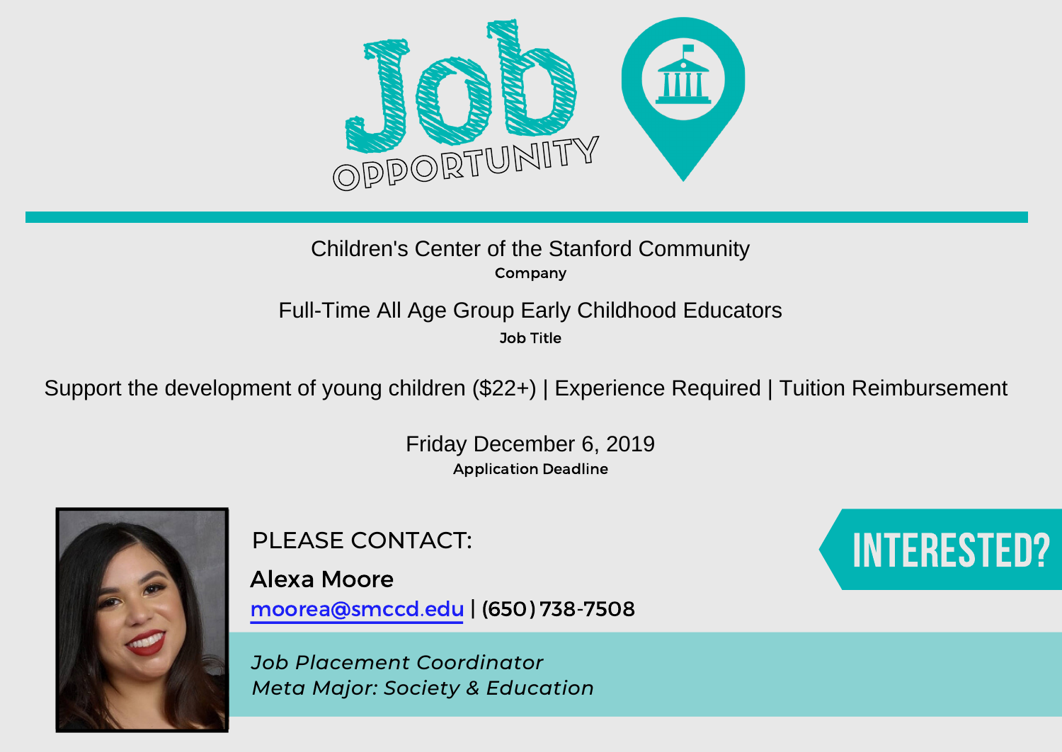# Job OPPORTUNITY

Children's Center of the Stanford Community
**Company**

Full-Time All Age Group Early Childhood Educators
**Job Title**

Support the development of young children ($22+) | Experience Required | Tuition Reimbursement

Friday December 6, 2019
**Application Deadline**

PLEASE CONTACT:

**Alexa Moore**

moorea@smccd.edu | (650) 738-7508

*Job Placement Coordinator*
*Meta Major: Society & Education*

INTERESTED?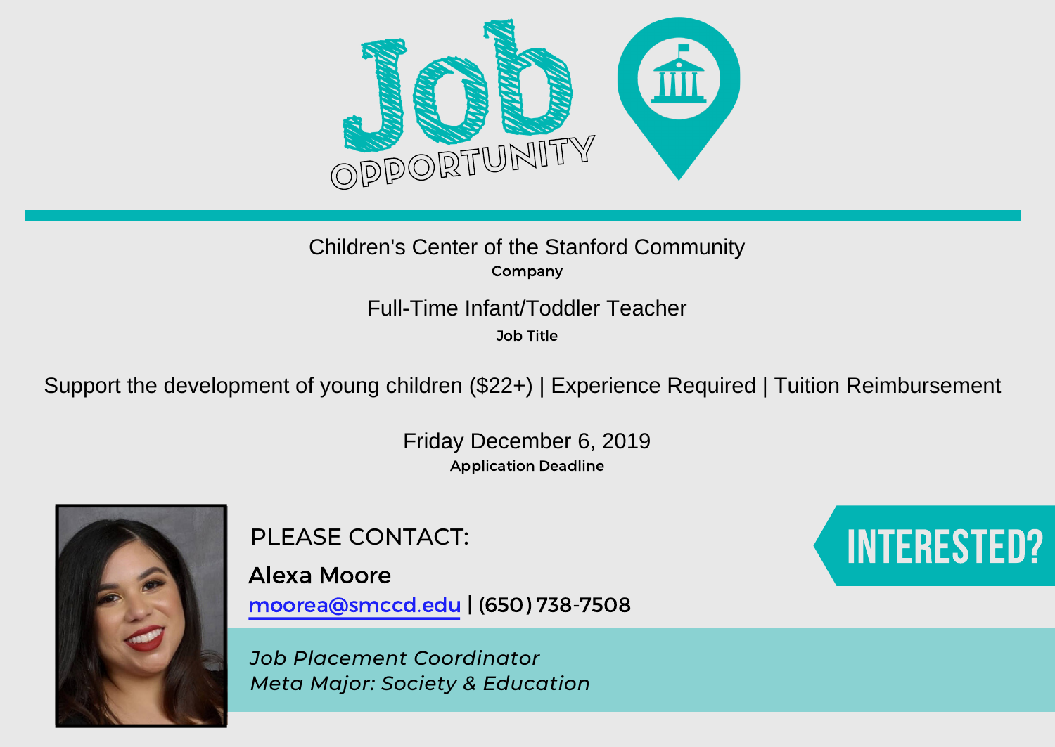# Job OPPORTUNITY

Children's Center of the Stanford Community

**Company**

Full-Time Infant/Toddler Teacher

**Job Title**

Support the development of young children ($22+) | Experience Required | Tuition Reimbursement

Friday December 6, 2019

**Application Deadline**

PLEASE CONTACT:

**Alexa Moore**

moorea@smccd.edu | (650) 738-7508

*Job Placement Coordinator*
*Meta Major: Society & Education*

INTERESTED?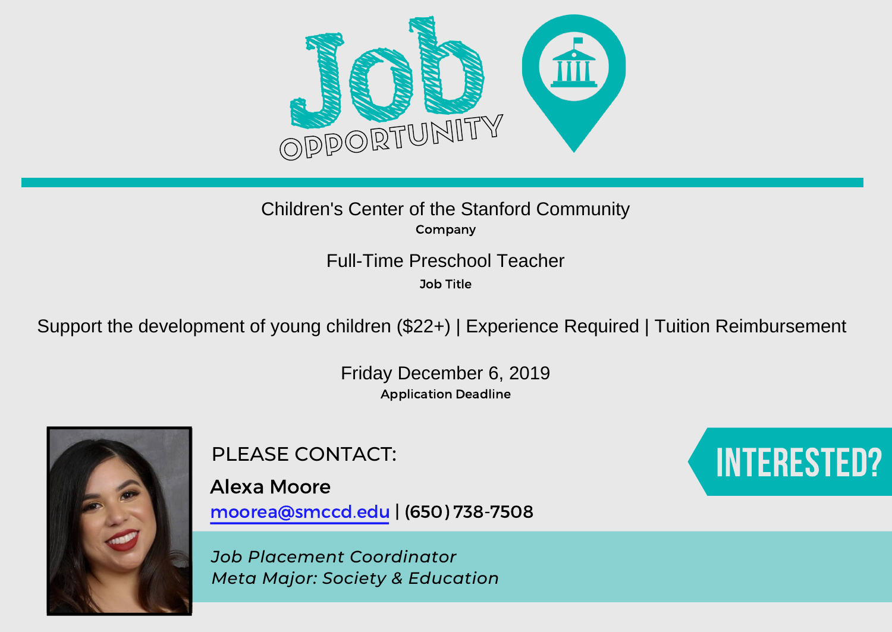# Job OPPORTUNITY

Children's Center of the Stanford Community

**Company**

Full-Time Preschool Teacher

**Job Title**

Support the development of young children ($22+) | Experience Required | Tuition Reimbursement

Friday December 6, 2019

**Application Deadline**

PLEASE CONTACT:

**Alexa Moore**

moorea@smccd.edu | (650) 738-7508

*Job Placement Coordinator*
*Meta Major: Society & Education*

INTERESTED?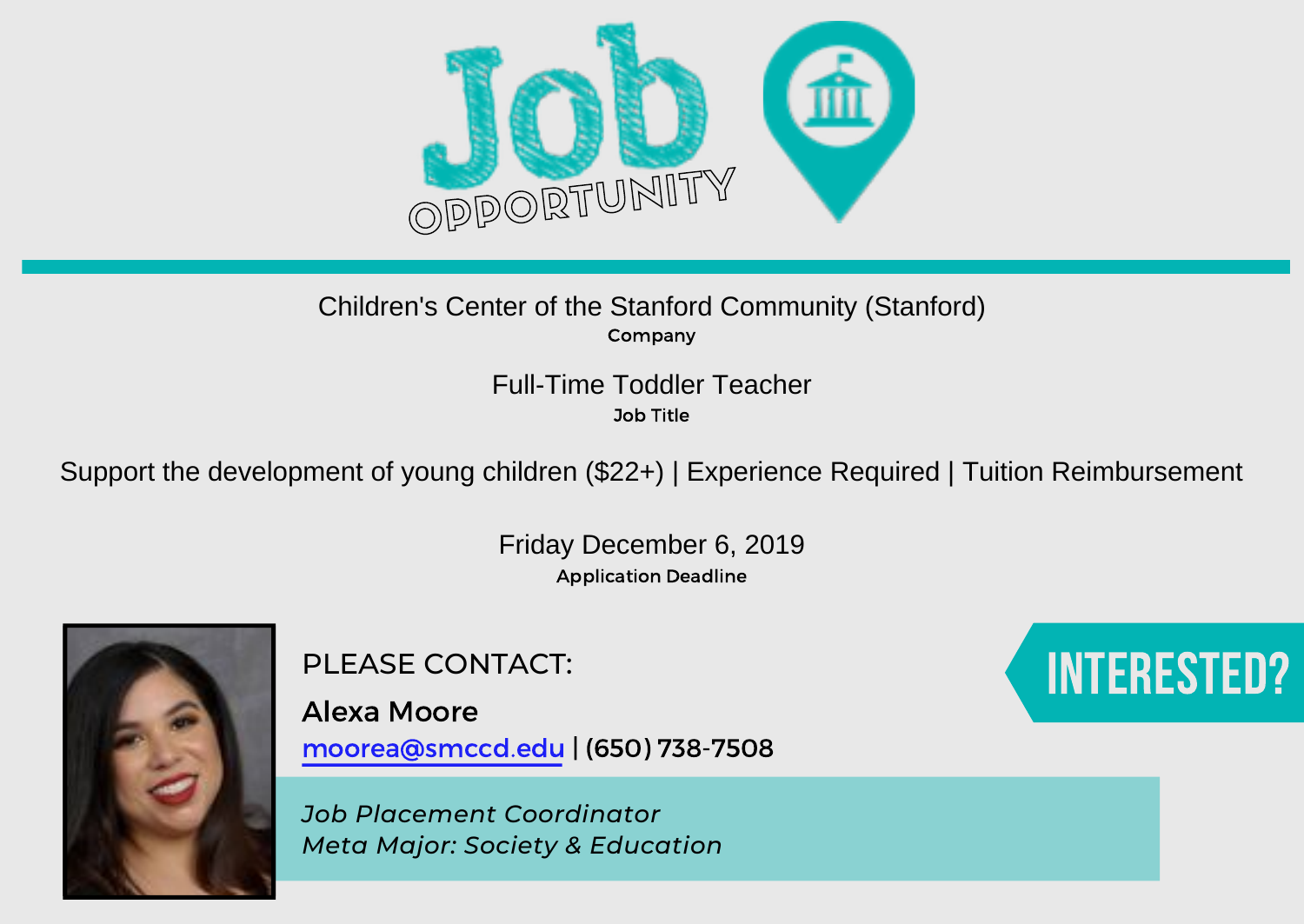# Job OPPORTUNITY

Children's Center of the Stanford Community (Stanford)

**Company**

Full-Time Toddler Teacher

**Job Title**

Support the development of young children ($22+) | Experience Required | Tuition Reimbursement

Friday December 6, 2019

**Application Deadline**

PLEASE CONTACT:

**Alexa Moore**

moorea@smccd.edu | (650) 738-7508

*Job Placement Coordinator*
*Meta Major: Society & Education*

INTERESTED?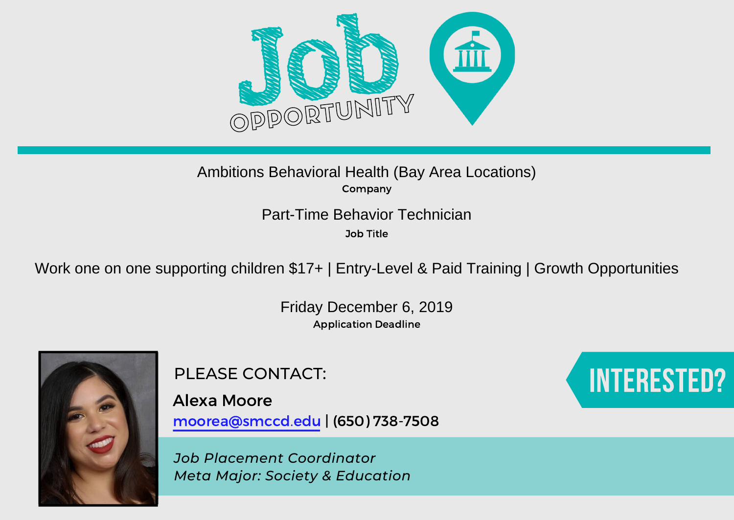# Job OPPORTUNITY

Ambitions Behavioral Health (Bay Area Locations)

**Company**

Part-Time Behavior Technician

**Job Title**

Work one on one supporting children $17+ | Entry-Level & Paid Training | Growth Opportunities

Friday December 6, 2019

**Application Deadline**

INTERESTED?

PLEASE CONTACT:

**Alexa Moore**

moorea@smccd.edu | (650) 738-7508

*Job Placement Coordinator*
*Meta Major: Society & Education*